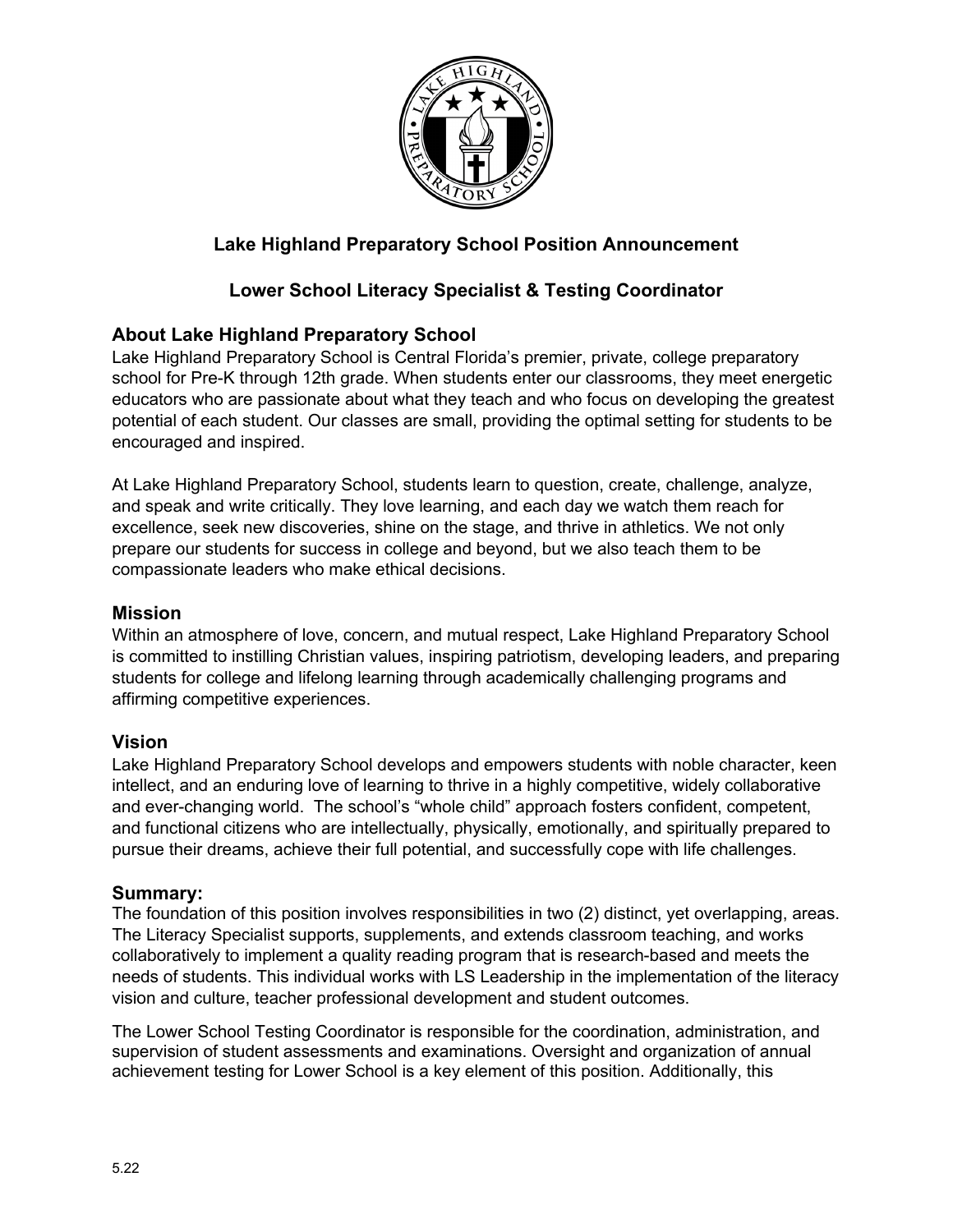## Lake Highland Preparatory School Position Announcement

## Lower School Literacy Specialist & Testing Coordinator

### About Lake Highland Preparatory School

Lake Highland Preparatory School is Central Florida's premier, private, college preparatory school for Pre-K through 12th grade. When students enter our classrooms, they meet energetic educators who are passionate about what they teach and who focus on developing the greatest potential of each student. Our classes are small, providing the optimal setting for students to be encouraged and inspired.

At Lake Highland Preparatory School, students learn to question, create, challenge, analyze, and speak and write critically. They love learning, and each day we watch them reach for excellence, seek new discoveries, shine on the stage, and thrive in athletics. We not only prepare our students for success in college and beyond, but we also teach them to be compassionate leaders who make ethical decisions.

### Mission

Within an atmosphere of love, concern, and mutual respect, Lake Highland Preparatory School is committed to instilling Christian values, inspiring patriotism, developing leaders, and preparing students for college and lifelong learning through academically challenging programs and affirming competitive experiences.

### Vision

Lake Highland Preparatory School develops and empowers students with noble character, keen intellect, and an enduring love of learning to thrive in a highly competitive, widely collaborative and ever-changing world. The school's "whole child" approach fosters confident, competent, and functional citizens who are intellectually, physically, emotionally, and spiritually prepared to pursue their dreams, achieve their full potential, and successfully cope with life challenges.

### Summary:

The foundation of this position involves responsibilities in two (2) distinct, yet overlapping, areas. The Literacy Specialist supports, supplements, and extends classroom teaching, and works collaboratively to implement a quality reading program that is research-based and meets the needs of students. This individual works with LS Leadership in the implementation of the literacy vision and culture, teacher professional development and student outcomes.

The Lower School Testing Coordinator is responsible for the coordination, administration, and supervision of student assessments and examinations. Oversight and organization of annual achievement testing for Lower School is a key element of this position. Additionally, this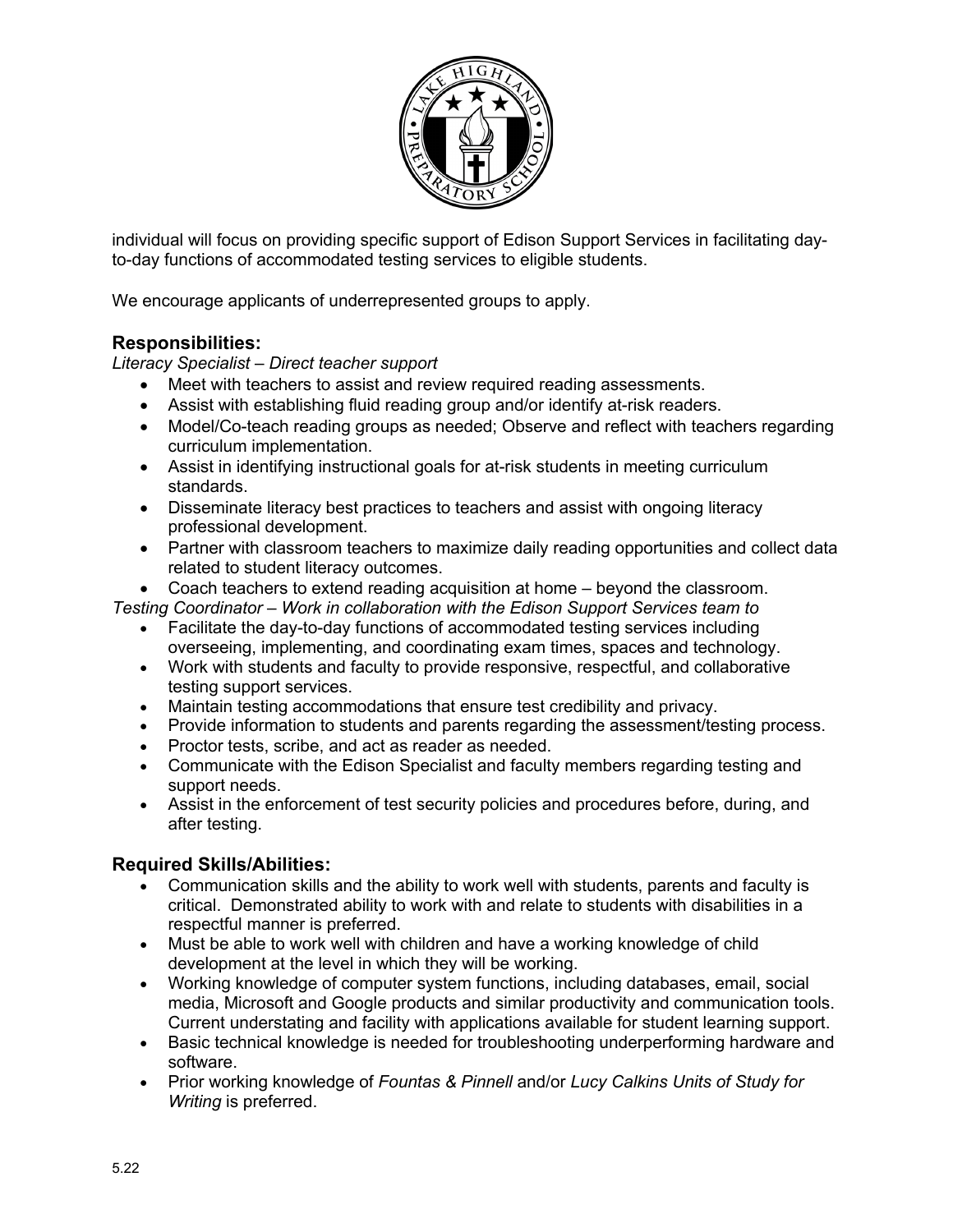individual will focus on providing specific support of Edison Support Services in facilitating day-to-day functions of accommodated testing services to eligible students.

We encourage applicants of underrepresented groups to apply.

## Responsibilities:

*Literacy Specialist – Direct teacher support*

- Meet with teachers to assist and review required reading assessments.
- Assist with establishing fluid reading group and/or identify at-risk readers.
- Model/Co-teach reading groups as needed; Observe and reflect with teachers regarding curriculum implementation.
- Assist in identifying instructional goals for at-risk students in meeting curriculum standards.
- Disseminate literacy best practices to teachers and assist with ongoing literacy professional development.
- Partner with classroom teachers to maximize daily reading opportunities and collect data related to student literacy outcomes.
- Coach teachers to extend reading acquisition at home – beyond the classroom.

*Testing Coordinator – Work in collaboration with the Edison Support Services team to*

- Facilitate the day-to-day functions of accommodated testing services including overseeing, implementing, and coordinating exam times, spaces and technology.
- Work with students and faculty to provide responsive, respectful, and collaborative testing support services.
- Maintain testing accommodations that ensure test credibility and privacy.
- Provide information to students and parents regarding the assessment/testing process.
- Proctor tests, scribe, and act as reader as needed.
- Communicate with the Edison Specialist and faculty members regarding testing and support needs.
- Assist in the enforcement of test security policies and procedures before, during, and after testing.

## Required Skills/Abilities:

- Communication skills and the ability to work well with students, parents and faculty is critical. Demonstrated ability to work with and relate to students with disabilities in a respectful manner is preferred.
- Must be able to work well with children and have a working knowledge of child development at the level in which they will be working.
- Working knowledge of computer system functions, including databases, email, social media, Microsoft and Google products and similar productivity and communication tools. Current understating and facility with applications available for student learning support.
- Basic technical knowledge is needed for troubleshooting underperforming hardware and software.
- Prior working knowledge of *Fountas & Pinnell* and/or *Lucy Calkins Units of Study for Writing* is preferred.

5.22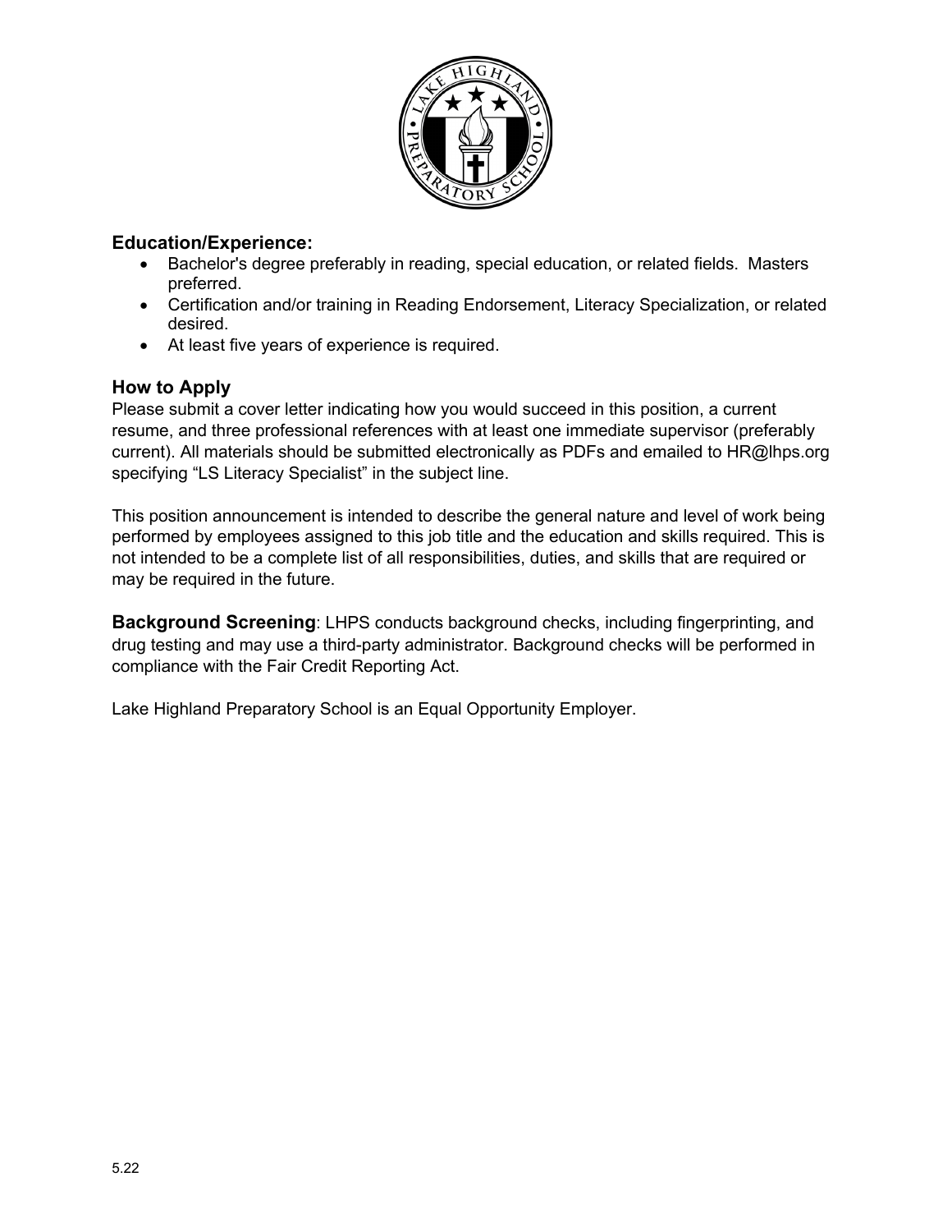## Education/Experience:

- Bachelor's degree preferably in reading, special education, or related fields. Masters preferred.
- Certification and/or training in Reading Endorsement, Literacy Specialization, or related desired.
- At least five years of experience is required.

## How to Apply

Please submit a cover letter indicating how you would succeed in this position, a current resume, and three professional references with at least one immediate supervisor (preferably current). All materials should be submitted electronically as PDFs and emailed to HR@lhps.org specifying "LS Literacy Specialist" in the subject line.

This position announcement is intended to describe the general nature and level of work being performed by employees assigned to this job title and the education and skills required. This is not intended to be a complete list of all responsibilities, duties, and skills that are required or may be required in the future.

**Background Screening**: LHPS conducts background checks, including fingerprinting, and drug testing and may use a third-party administrator. Background checks will be performed in compliance with the Fair Credit Reporting Act.

Lake Highland Preparatory School is an Equal Opportunity Employer.

5.22